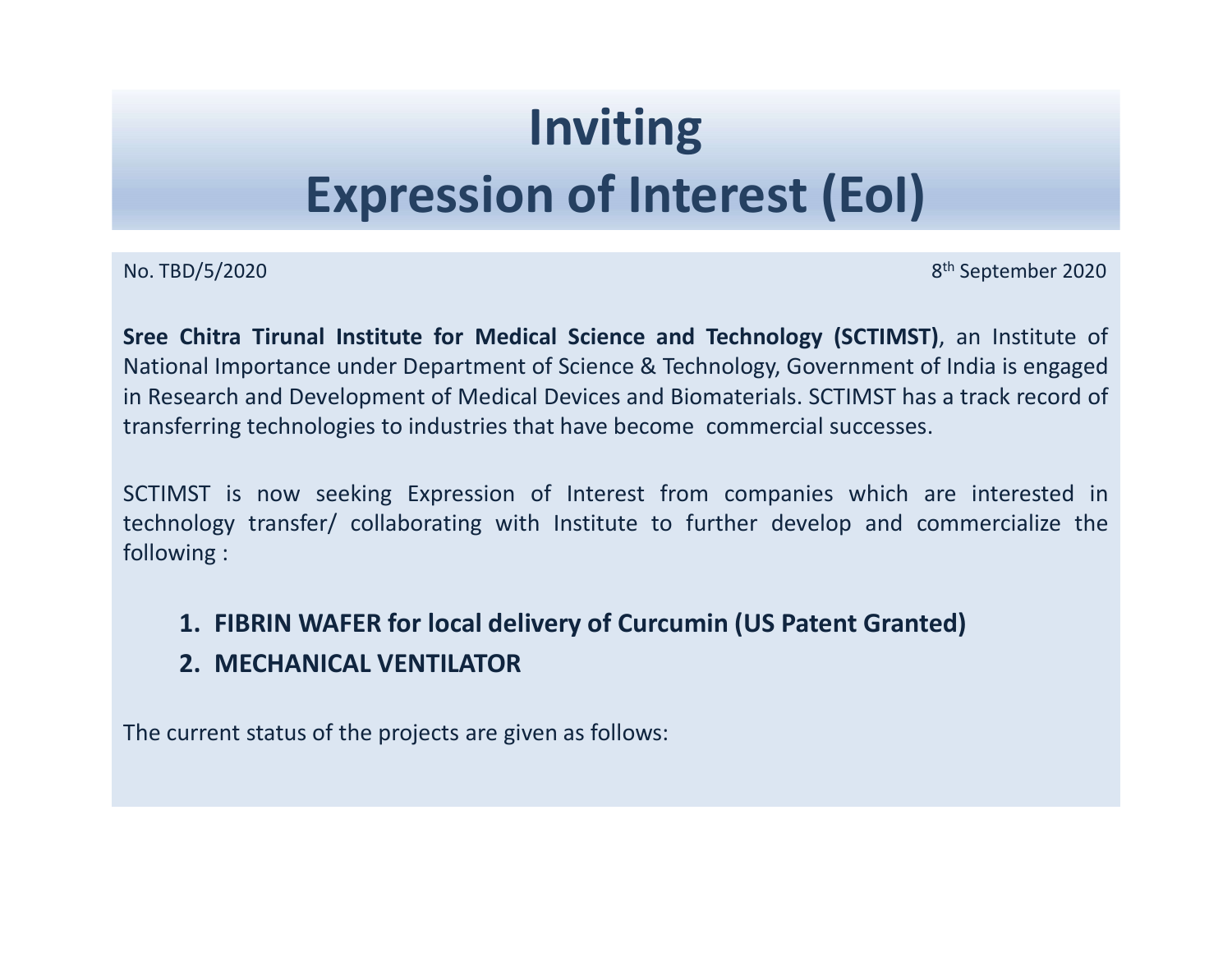# Inviting
# Expression of Interest (EoI)

No. TBD/5/2020

8th September 2020

**Sree Chitra Tirunal Institute for Medical Science and Technology (SCTIMST)**, an Institute of National Importance under Department of Science & Technology, Government of India is engaged in Research and Development of Medical Devices and Biomaterials. SCTIMST has a track record of transferring technologies to industries that have become commercial successes.

SCTIMST is now seeking Expression of Interest from companies which are interested in technology transfer/ collaborating with Institute to further develop and commercialize the following :

1. **FIBRIN WAFER for local delivery of Curcumin (US Patent Granted)**
2. **MECHANICAL VENTILATOR**

The current status of the projects are given as follows: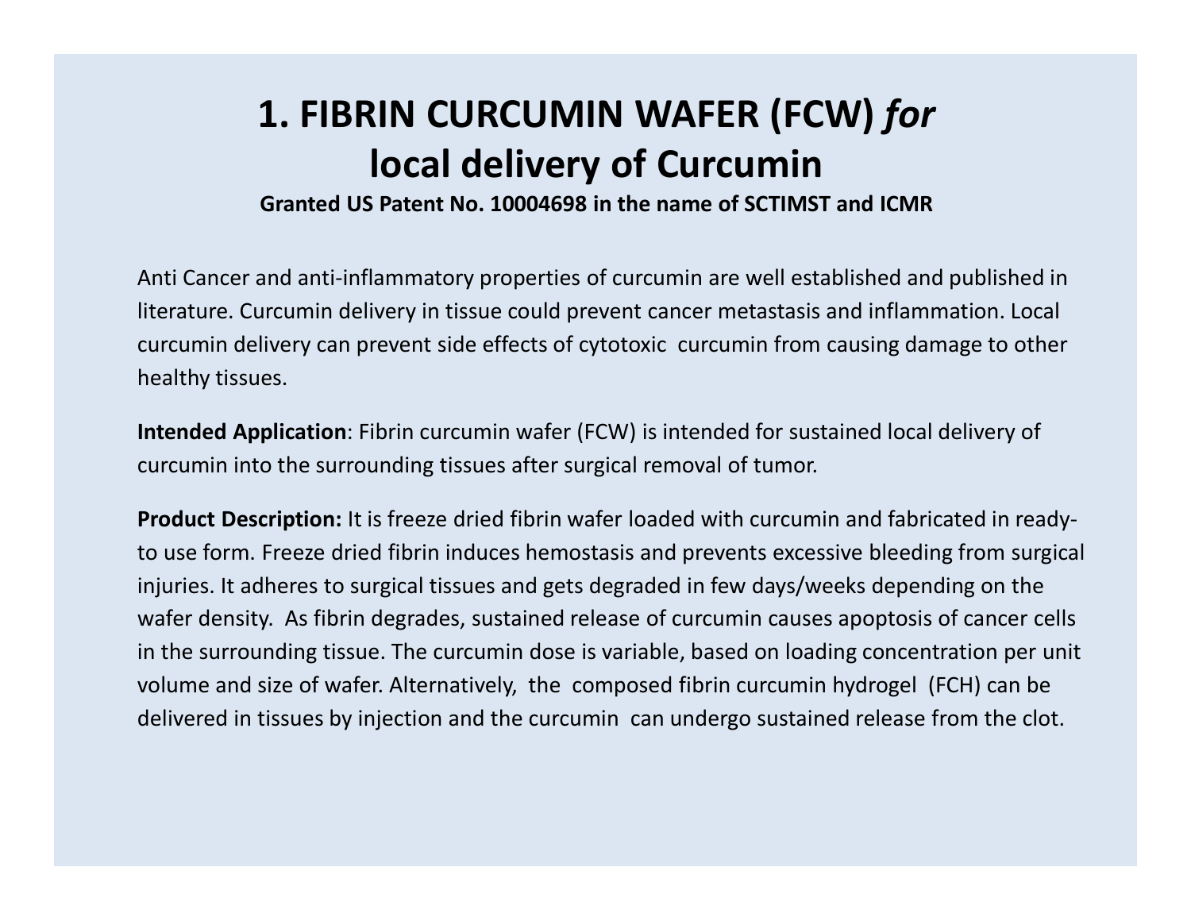# 1. FIBRIN CURCUMIN WAFER (FCW) *for* local delivery of Curcumin

**Granted US Patent No. 10004698 in the name of SCTIMST and ICMR**

Anti Cancer and anti-inflammatory properties of curcumin are well established and published in literature. Curcumin delivery in tissue could prevent cancer metastasis and inflammation. Local curcumin delivery can prevent side effects of cytotoxic curcumin from causing damage to other healthy tissues.

**Intended Application**: Fibrin curcumin wafer (FCW) is intended for sustained local delivery of curcumin into the surrounding tissues after surgical removal of tumor.

**Product Description:** It is freeze dried fibrin wafer loaded with curcumin and fabricated in ready-to use form. Freeze dried fibrin induces hemostasis and prevents excessive bleeding from surgical injuries. It adheres to surgical tissues and gets degraded in few days/weeks depending on the wafer density. As fibrin degrades, sustained release of curcumin causes apoptosis of cancer cells in the surrounding tissue. The curcumin dose is variable, based on loading concentration per unit volume and size of wafer. Alternatively, the composed fibrin curcumin hydrogel (FCH) can be delivered in tissues by injection and the curcumin can undergo sustained release from the clot.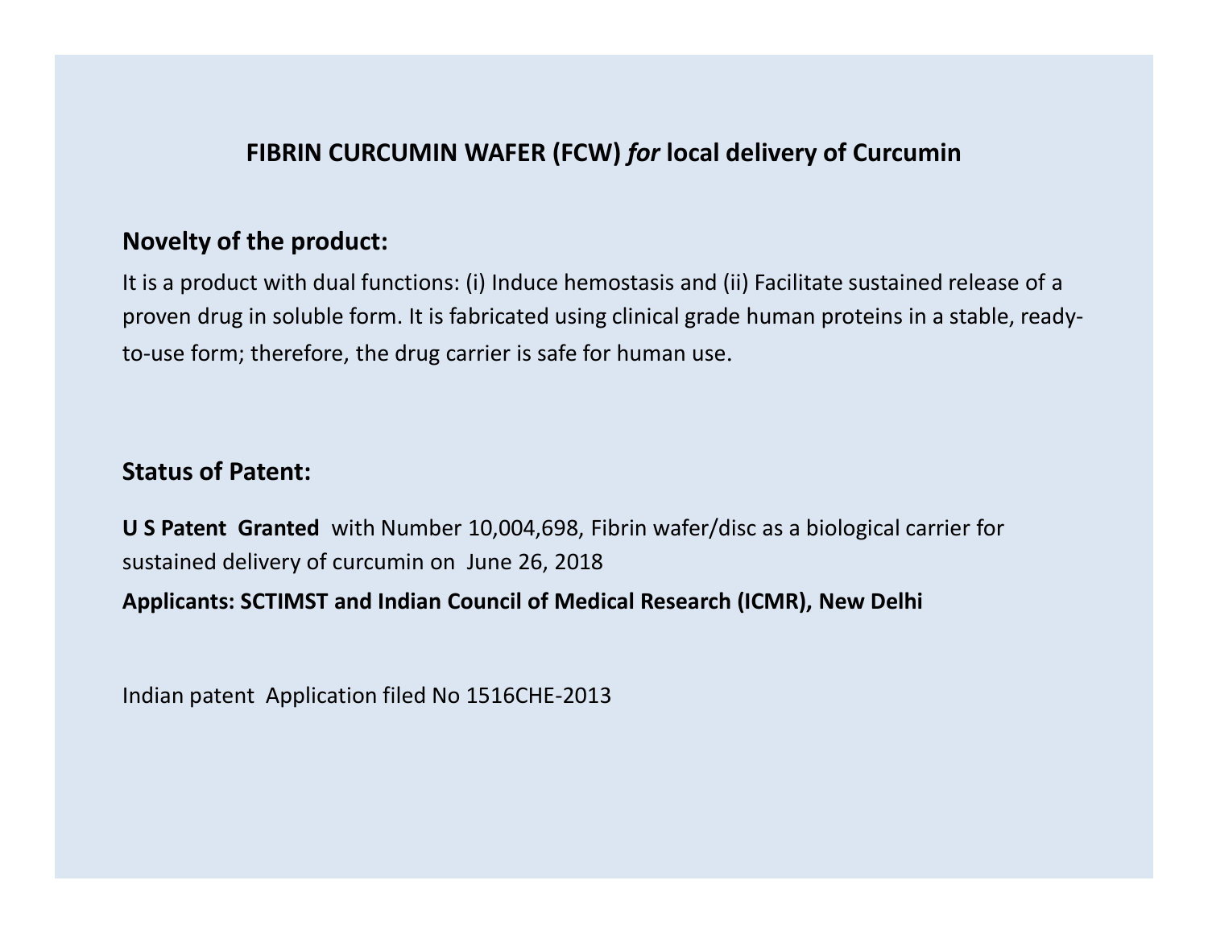## FIBRIN CURCUMIN WAFER (FCW) *for* local delivery of Curcumin

### Novelty of the product:

It is a product with dual functions: (i) Induce hemostasis and (ii) Facilitate sustained release of a proven drug in soluble form. It is fabricated using clinical grade human proteins in a stable, ready-to-use form; therefore, the drug carrier is safe for human use.

### Status of Patent:

**U S Patent Granted** with Number 10,004,698, Fibrin wafer/disc as a biological carrier for sustained delivery of curcumin on June 26, 2018

**Applicants: SCTIMST and Indian Council of Medical Research (ICMR), New Delhi**

Indian patent Application filed No 1516CHE-2013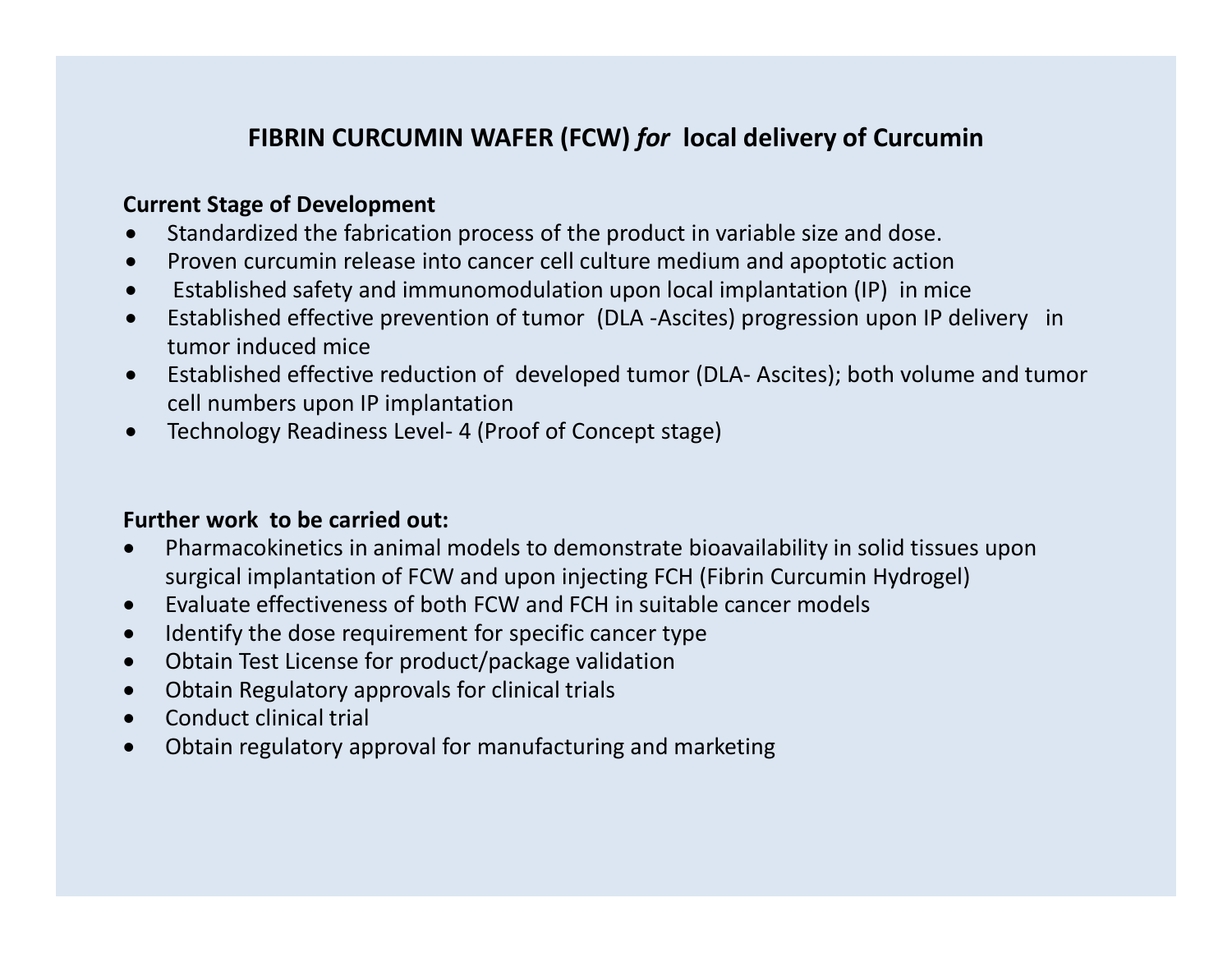# FIBRIN CURCUMIN WAFER (FCW) *for* local delivery of Curcumin

**Current Stage of Development**

- Standardized the fabrication process of the product in variable size and dose.
- Proven curcumin release into cancer cell culture medium and apoptotic action
- Established safety and immunomodulation upon local implantation (IP) in mice
- Established effective prevention of tumor (DLA -Ascites) progression upon IP delivery in tumor induced mice
- Established effective reduction of developed tumor (DLA- Ascites); both volume and tumor cell numbers upon IP implantation
- Technology Readiness Level- 4 (Proof of Concept stage)

**Further work to be carried out:**

- Pharmacokinetics in animal models to demonstrate bioavailability in solid tissues upon surgical implantation of FCW and upon injecting FCH (Fibrin Curcumin Hydrogel)
- Evaluate effectiveness of both FCW and FCH in suitable cancer models
- Identify the dose requirement for specific cancer type
- Obtain Test License for product/package validation
- Obtain Regulatory approvals for clinical trials
- Conduct clinical trial
- Obtain regulatory approval for manufacturing and marketing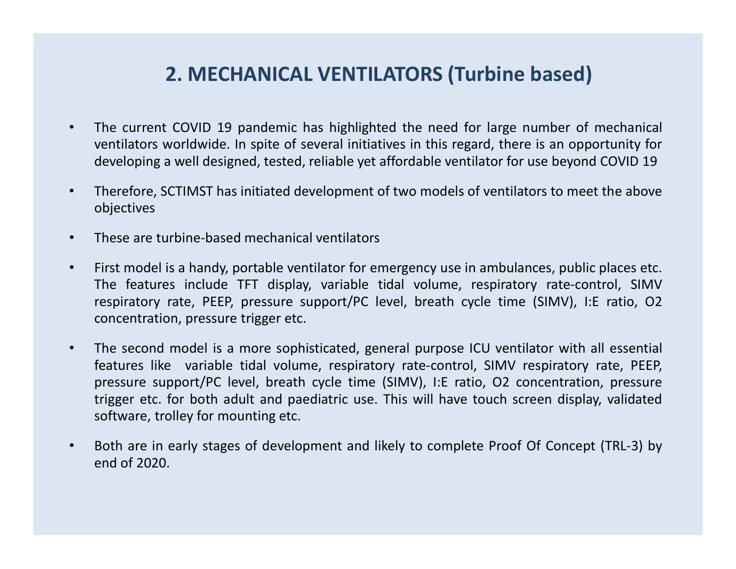## 2. MECHANICAL VENTILATORS (Turbine based)

- The current COVID 19 pandemic has highlighted the need for large number of mechanical ventilators worldwide. In spite of several initiatives in this regard, there is an opportunity for developing a well designed, tested, reliable yet affordable ventilator for use beyond COVID 19
- Therefore, SCTIMST has initiated development of two models of ventilators to meet the above objectives
- These are turbine-based mechanical ventilators
- First model is a handy, portable ventilator for emergency use in ambulances, public places etc. The features include TFT display, variable tidal volume, respiratory rate-control, SIMV respiratory rate, PEEP, pressure support/PC level, breath cycle time (SIMV), I:E ratio, O2 concentration, pressure trigger etc.
- The second model is a more sophisticated, general purpose ICU ventilator with all essential features like variable tidal volume, respiratory rate-control, SIMV respiratory rate, PEEP, pressure support/PC level, breath cycle time (SIMV), I:E ratio, O2 concentration, pressure trigger etc. for both adult and paediatric use. This will have touch screen display, validated software, trolley for mounting etc.
- Both are in early stages of development and likely to complete Proof Of Concept (TRL-3) by end of 2020.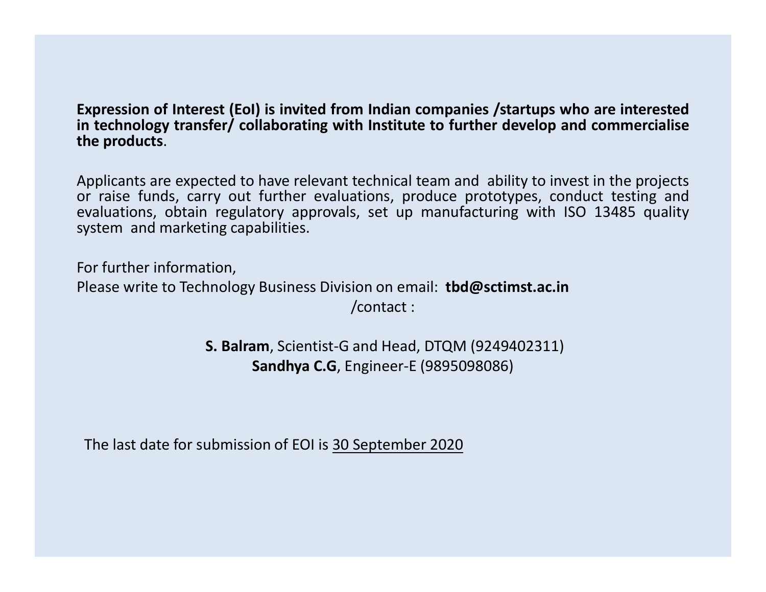**Expression of Interest (EoI) is invited from Indian companies /startups who are interested in technology transfer/ collaborating with Institute to further develop and commercialise the products**.

Applicants are expected to have relevant technical team and ability to invest in the projects or raise funds, carry out further evaluations, produce prototypes, conduct testing and evaluations, obtain regulatory approvals, set up manufacturing with ISO 13485 quality system and marketing capabilities.

For further information,

Please write to Technology Business Division on email: **tbd@sctimst.ac.in** /contact :

**S. Balram**, Scientist-G and Head, DTQM (9249402311)

**Sandhya C.G**, Engineer-E (9895098086)

The last date for submission of EOI is 30 September 2020